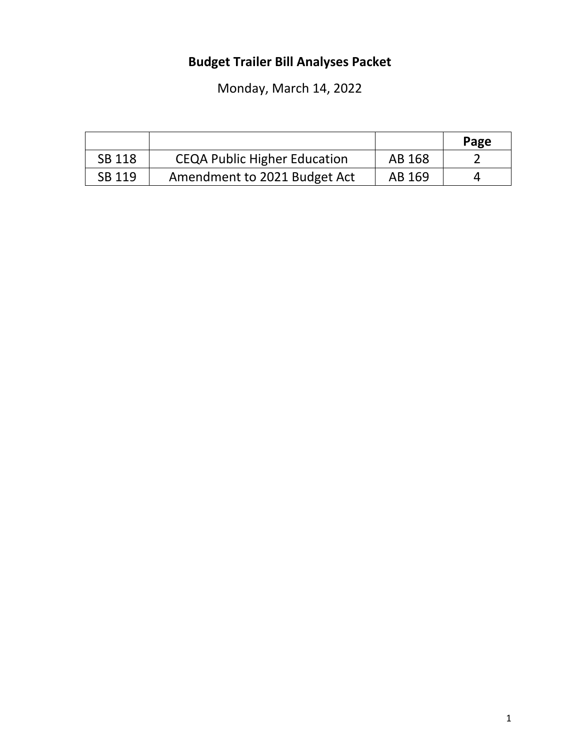# Budget Trailer Bill Analyses Packet

Monday, March 14, 2022

| | | | Page |
|---|---|---|---|
| SB 118 | CEQA Public Higher Education | AB 168 | 2 |
| SB 119 | Amendment to 2021 Budget Act | AB 169 | 4 |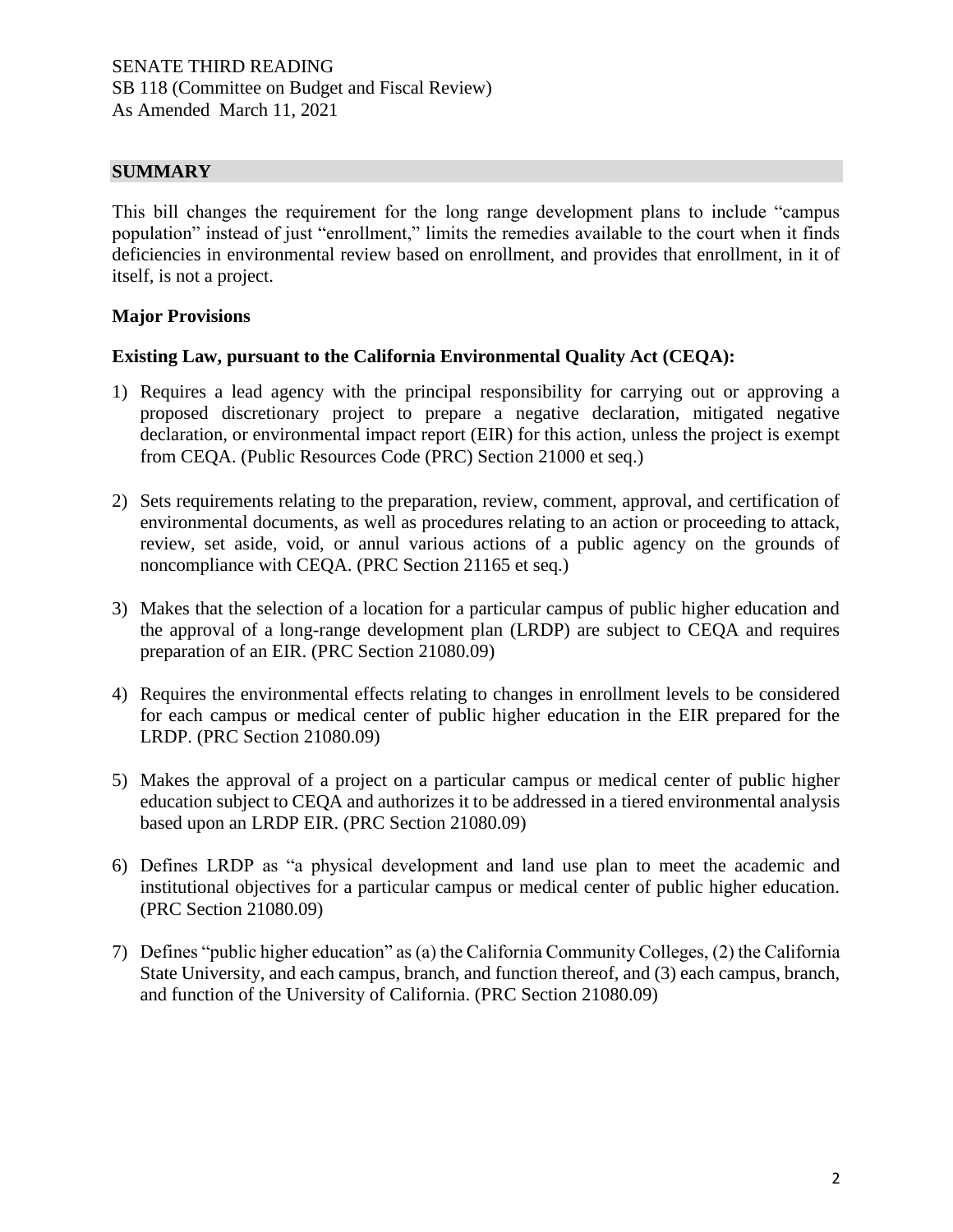SENATE THIRD READING
SB 118 (Committee on Budget and Fiscal Review)
As Amended March 11, 2021

## SUMMARY

This bill changes the requirement for the long range development plans to include "campus population" instead of just "enrollment," limits the remedies available to the court when it finds deficiencies in environmental review based on enrollment, and provides that enrollment, in it of itself, is not a project.

### Major Provisions

### Existing Law, pursuant to the California Environmental Quality Act (CEQA):

1) Requires a lead agency with the principal responsibility for carrying out or approving a proposed discretionary project to prepare a negative declaration, mitigated negative declaration, or environmental impact report (EIR) for this action, unless the project is exempt from CEQA. (Public Resources Code (PRC) Section 21000 et seq.)

2) Sets requirements relating to the preparation, review, comment, approval, and certification of environmental documents, as well as procedures relating to an action or proceeding to attack, review, set aside, void, or annul various actions of a public agency on the grounds of noncompliance with CEQA. (PRC Section 21165 et seq.)

3) Makes that the selection of a location for a particular campus of public higher education and the approval of a long-range development plan (LRDP) are subject to CEQA and requires preparation of an EIR. (PRC Section 21080.09)

4) Requires the environmental effects relating to changes in enrollment levels to be considered for each campus or medical center of public higher education in the EIR prepared for the LRDP. (PRC Section 21080.09)

5) Makes the approval of a project on a particular campus or medical center of public higher education subject to CEQA and authorizes it to be addressed in a tiered environmental analysis based upon an LRDP EIR. (PRC Section 21080.09)

6) Defines LRDP as "a physical development and land use plan to meet the academic and institutional objectives for a particular campus or medical center of public higher education. (PRC Section 21080.09)

7) Defines "public higher education" as (a) the California Community Colleges, (2) the California State University, and each campus, branch, and function thereof, and (3) each campus, branch, and function of the University of California. (PRC Section 21080.09)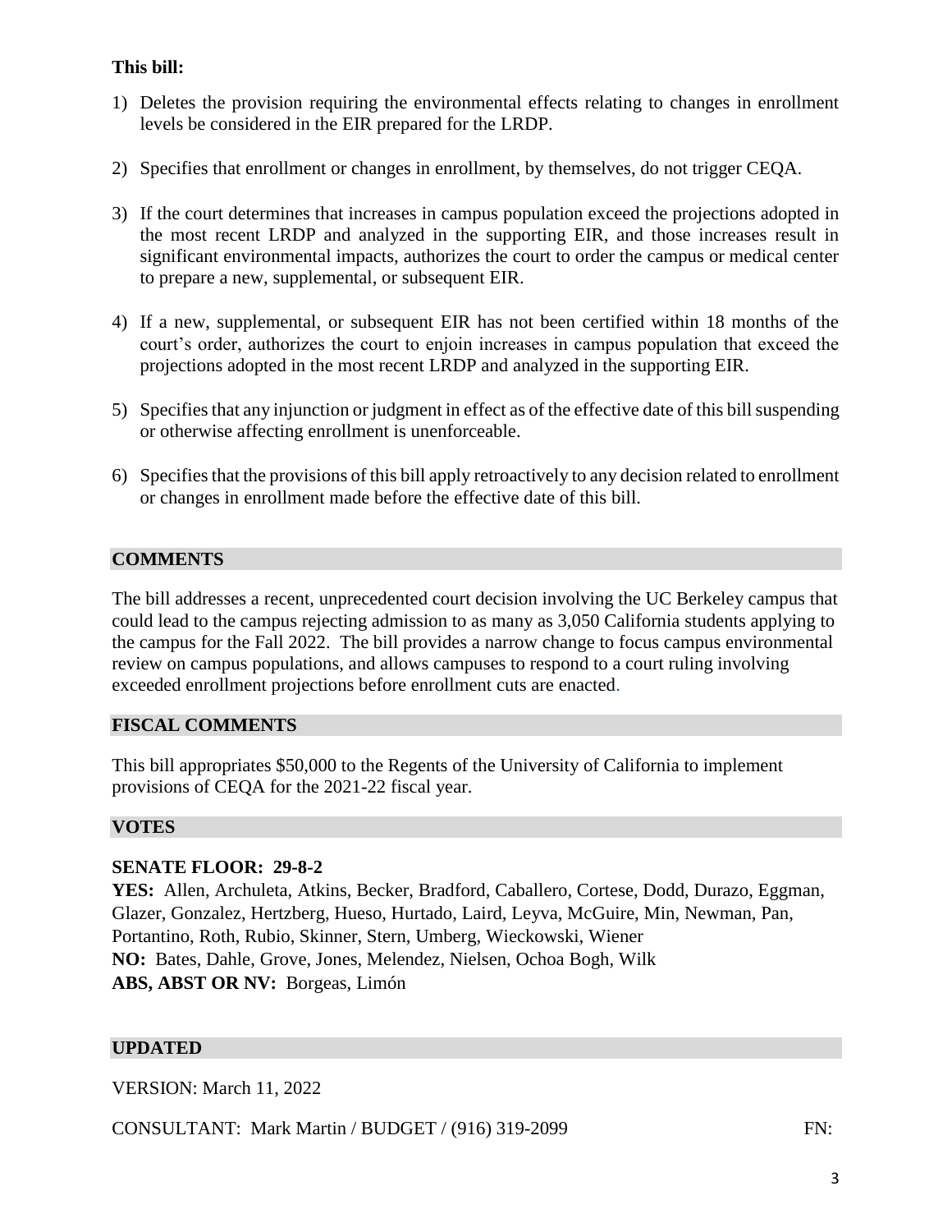**This bill:**

1) Deletes the provision requiring the environmental effects relating to changes in enrollment levels be considered in the EIR prepared for the LRDP.

2) Specifies that enrollment or changes in enrollment, by themselves, do not trigger CEQA.

3) If the court determines that increases in campus population exceed the projections adopted in the most recent LRDP and analyzed in the supporting EIR, and those increases result in significant environmental impacts, authorizes the court to order the campus or medical center to prepare a new, supplemental, or subsequent EIR.

4) If a new, supplemental, or subsequent EIR has not been certified within 18 months of the court's order, authorizes the court to enjoin increases in campus population that exceed the projections adopted in the most recent LRDP and analyzed in the supporting EIR.

5) Specifies that any injunction or judgment in effect as of the effective date of this bill suspending or otherwise affecting enrollment is unenforceable.

6) Specifies that the provisions of this bill apply retroactively to any decision related to enrollment or changes in enrollment made before the effective date of this bill.

## COMMENTS

The bill addresses a recent, unprecedented court decision involving the UC Berkeley campus that could lead to the campus rejecting admission to as many as 3,050 California students applying to the campus for the Fall 2022. The bill provides a narrow change to focus campus environmental review on campus populations, and allows campuses to respond to a court ruling involving exceeded enrollment projections before enrollment cuts are enacted.

## FISCAL COMMENTS

This bill appropriates $50,000 to the Regents of the University of California to implement provisions of CEQA for the 2021-22 fiscal year.

## VOTES

**SENATE FLOOR: 29-8-2**

**YES:** Allen, Archuleta, Atkins, Becker, Bradford, Caballero, Cortese, Dodd, Durazo, Eggman, Glazer, Gonzalez, Hertzberg, Hueso, Hurtado, Laird, Leyva, McGuire, Min, Newman, Pan, Portantino, Roth, Rubio, Skinner, Stern, Umberg, Wieckowski, Wiener

**NO:** Bates, Dahle, Grove, Jones, Melendez, Nielsen, Ochoa Bogh, Wilk

**ABS, ABST OR NV:** Borgeas, Limón

## UPDATED

VERSION: March 11, 2022

CONSULTANT: Mark Martin / BUDGET / (916) 319-2099 FN: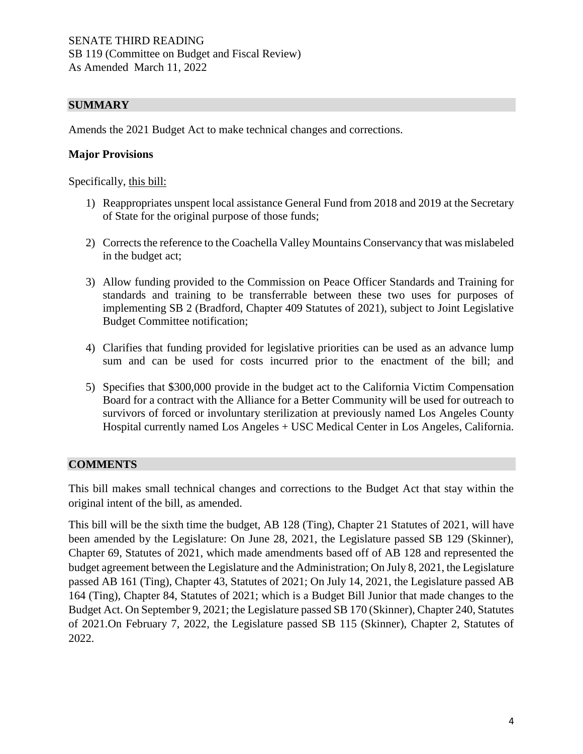SENATE THIRD READING
SB 119 (Committee on Budget and Fiscal Review)
As Amended March 11, 2022

## SUMMARY

Amends the 2021 Budget Act to make technical changes and corrections.

### Major Provisions

Specifically, this bill:

1) Reappropriates unspent local assistance General Fund from 2018 and 2019 at the Secretary of State for the original purpose of those funds;
2) Corrects the reference to the Coachella Valley Mountains Conservancy that was mislabeled in the budget act;
3) Allow funding provided to the Commission on Peace Officer Standards and Training for standards and training to be transferrable between these two uses for purposes of implementing SB 2 (Bradford, Chapter 409 Statutes of 2021), subject to Joint Legislative Budget Committee notification;
4) Clarifies that funding provided for legislative priorities can be used as an advance lump sum and can be used for costs incurred prior to the enactment of the bill; and
5) Specifies that $300,000 provide in the budget act to the California Victim Compensation Board for a contract with the Alliance for a Better Community will be used for outreach to survivors of forced or involuntary sterilization at previously named Los Angeles County Hospital currently named Los Angeles + USC Medical Center in Los Angeles, California.

## COMMENTS

This bill makes small technical changes and corrections to the Budget Act that stay within the original intent of the bill, as amended.

This bill will be the sixth time the budget, AB 128 (Ting), Chapter 21 Statutes of 2021, will have been amended by the Legislature: On June 28, 2021, the Legislature passed SB 129 (Skinner), Chapter 69, Statutes of 2021, which made amendments based off of AB 128 and represented the budget agreement between the Legislature and the Administration; On July 8, 2021, the Legislature passed AB 161 (Ting), Chapter 43, Statutes of 2021; On July 14, 2021, the Legislature passed AB 164 (Ting), Chapter 84, Statutes of 2021; which is a Budget Bill Junior that made changes to the Budget Act. On September 9, 2021; the Legislature passed SB 170 (Skinner), Chapter 240, Statutes of 2021.On February 7, 2022, the Legislature passed SB 115 (Skinner), Chapter 2, Statutes of 2022.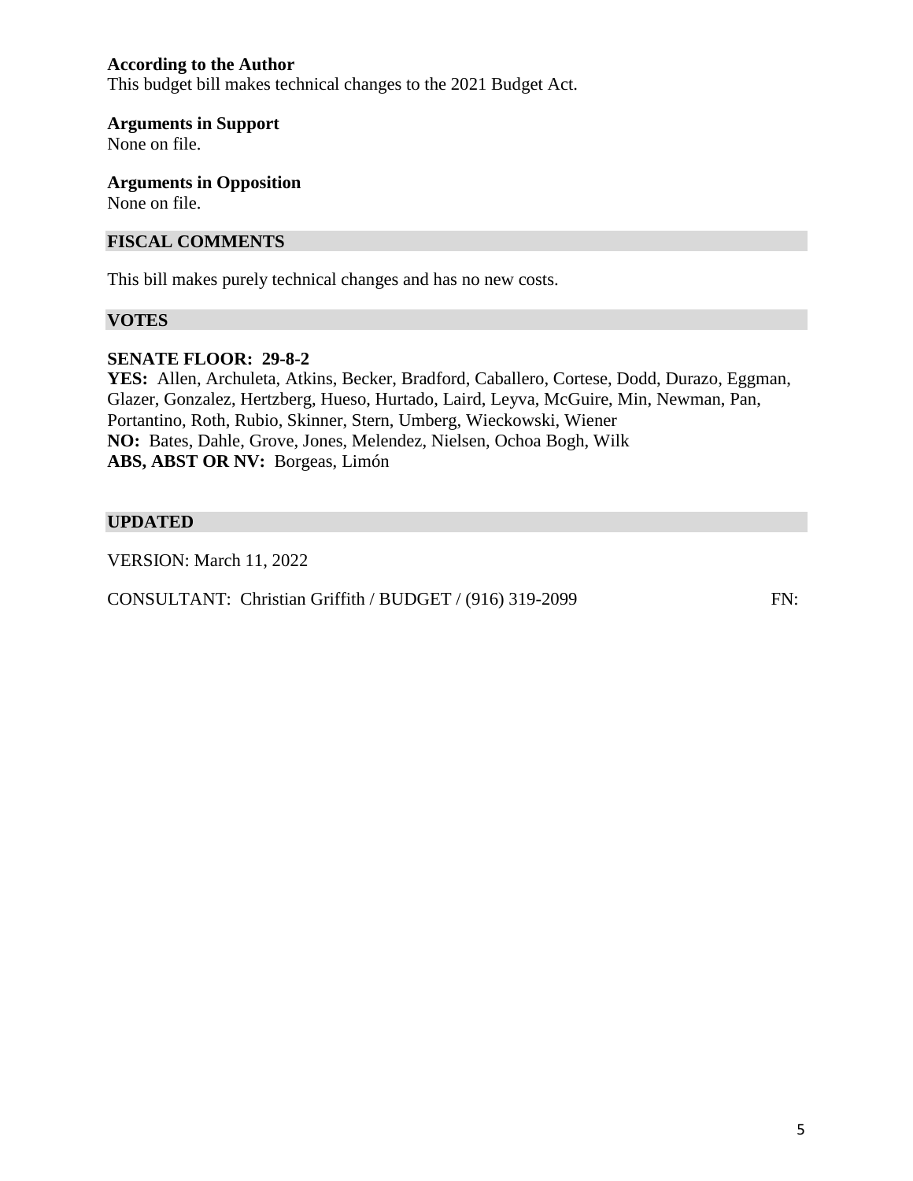**According to the Author**
This budget bill makes technical changes to the 2021 Budget Act.

**Arguments in Support**
None on file.

**Arguments in Opposition**
None on file.

## FISCAL COMMENTS

This bill makes purely technical changes and has no new costs.

## VOTES

**SENATE FLOOR: 29-8-2**
**YES:** Allen, Archuleta, Atkins, Becker, Bradford, Caballero, Cortese, Dodd, Durazo, Eggman, Glazer, Gonzalez, Hertzberg, Hueso, Hurtado, Laird, Leyva, McGuire, Min, Newman, Pan, Portantino, Roth, Rubio, Skinner, Stern, Umberg, Wieckowski, Wiener
**NO:** Bates, Dahle, Grove, Jones, Melendez, Nielsen, Ochoa Bogh, Wilk
**ABS, ABST OR NV:** Borgeas, Limón

## UPDATED

VERSION: March 11, 2022

CONSULTANT: Christian Griffith / BUDGET / (916) 319-2099 FN: